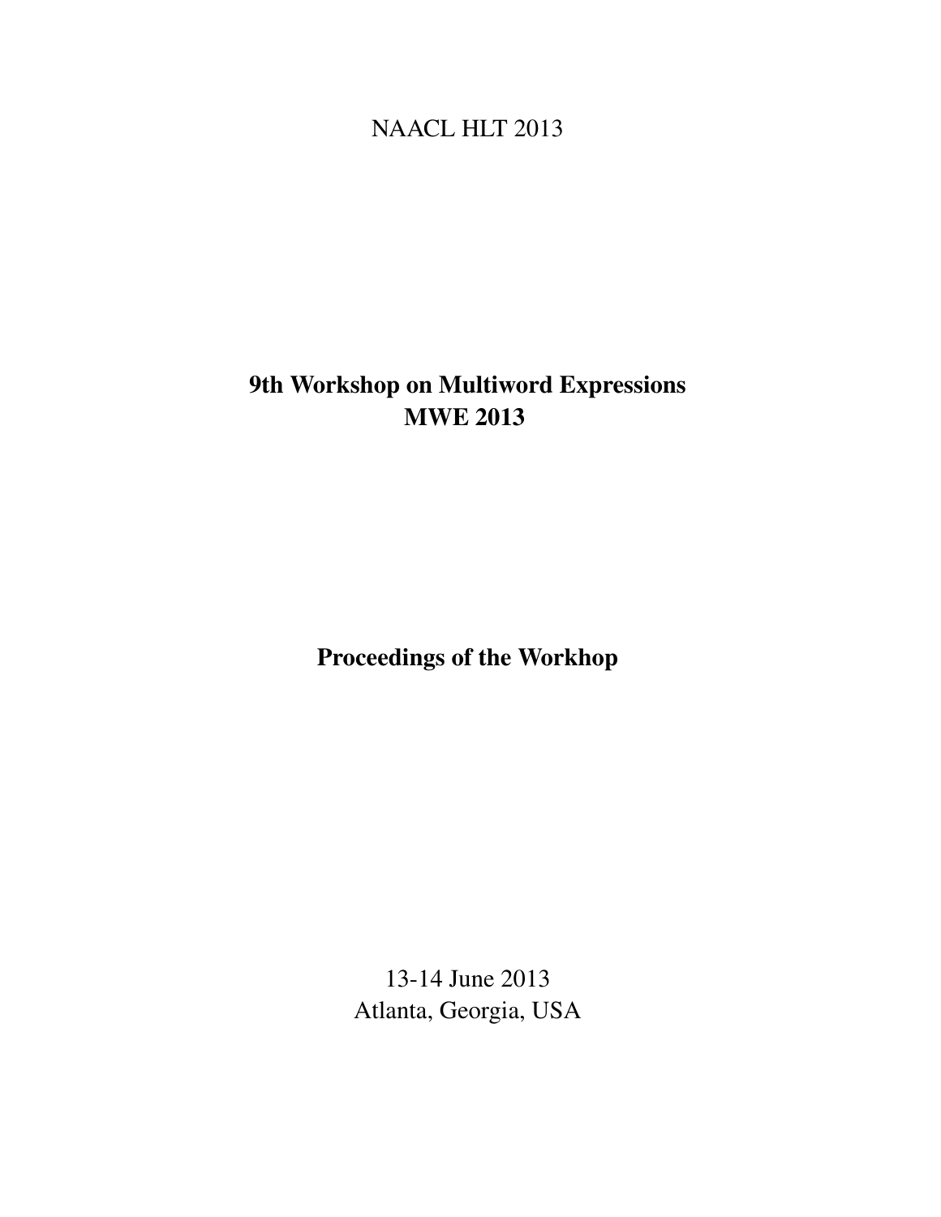NAACL HLT 2013

# 9th Workshop on Multiword Expressions
# MWE 2013

## Proceedings of the Workhop

13-14 June 2013
Atlanta, Georgia, USA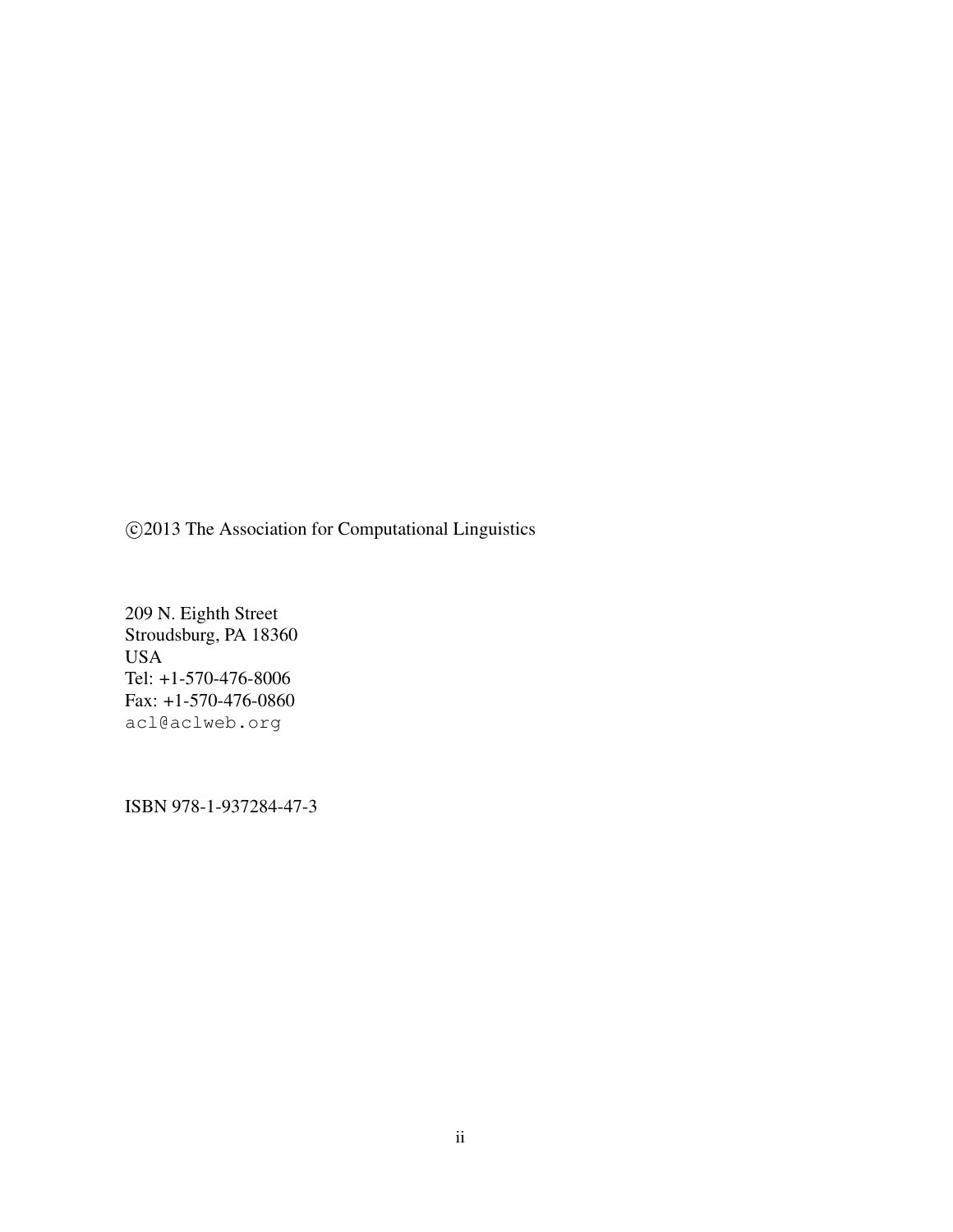©2013 The Association for Computational Linguistics

209 N. Eighth Street
Stroudsburg, PA 18360
USA
Tel: +1-570-476-8006
Fax: +1-570-476-0860
acl@aclweb.org

ISBN 978-1-937284-47-3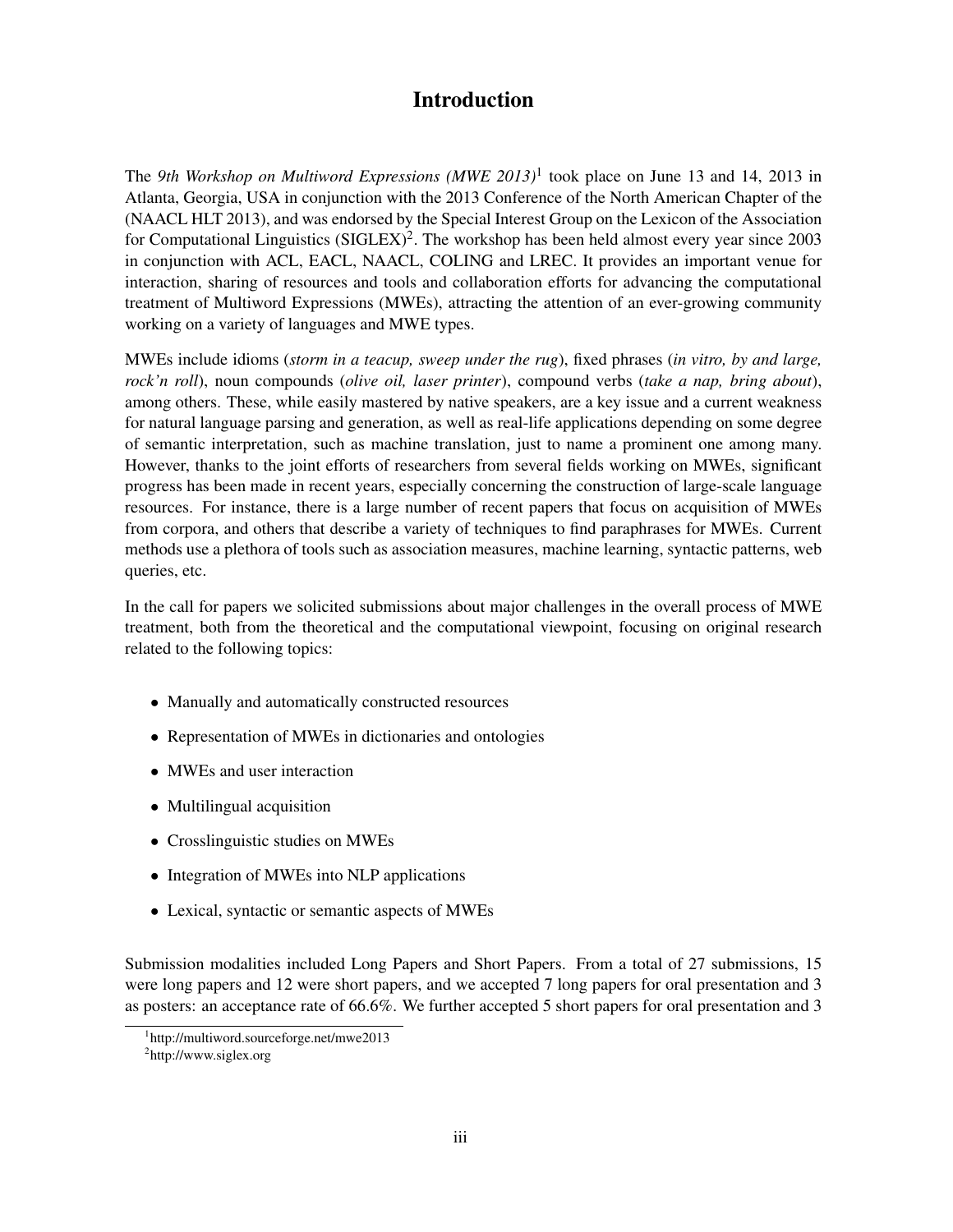# Introduction

The *9th Workshop on Multiword Expressions (MWE 2013)*[1] took place on June 13 and 14, 2013 in Atlanta, Georgia, USA in conjunction with the 2013 Conference of the North American Chapter of the (NAACL HLT 2013), and was endorsed by the Special Interest Group on the Lexicon of the Association for Computational Linguistics (SIGLEX)[2]. The workshop has been held almost every year since 2003 in conjunction with ACL, EACL, NAACL, COLING and LREC. It provides an important venue for interaction, sharing of resources and tools and collaboration efforts for advancing the computational treatment of Multiword Expressions (MWEs), attracting the attention of an ever-growing community working on a variety of languages and MWE types.

MWEs include idioms (*storm in a teacup, sweep under the rug*), fixed phrases (*in vitro, by and large, rock'n roll*), noun compounds (*olive oil, laser printer*), compound verbs (*take a nap, bring about*), among others. These, while easily mastered by native speakers, are a key issue and a current weakness for natural language parsing and generation, as well as real-life applications depending on some degree of semantic interpretation, such as machine translation, just to name a prominent one among many. However, thanks to the joint efforts of researchers from several fields working on MWEs, significant progress has been made in recent years, especially concerning the construction of large-scale language resources. For instance, there is a large number of recent papers that focus on acquisition of MWEs from corpora, and others that describe a variety of techniques to find paraphrases for MWEs. Current methods use a plethora of tools such as association measures, machine learning, syntactic patterns, web queries, etc.

In the call for papers we solicited submissions about major challenges in the overall process of MWE treatment, both from the theoretical and the computational viewpoint, focusing on original research related to the following topics:

- Manually and automatically constructed resources
- Representation of MWEs in dictionaries and ontologies
- MWEs and user interaction
- Multilingual acquisition
- Crosslinguistic studies on MWEs
- Integration of MWEs into NLP applications
- Lexical, syntactic or semantic aspects of MWEs

Submission modalities included Long Papers and Short Papers. From a total of 27 submissions, 15 were long papers and 12 were short papers, and we accepted 7 long papers for oral presentation and 3 as posters: an acceptance rate of 66.6%. We further accepted 5 short papers for oral presentation and 3

[1] http://multiword.sourceforge.net/mwe2013

[2] http://www.siglex.org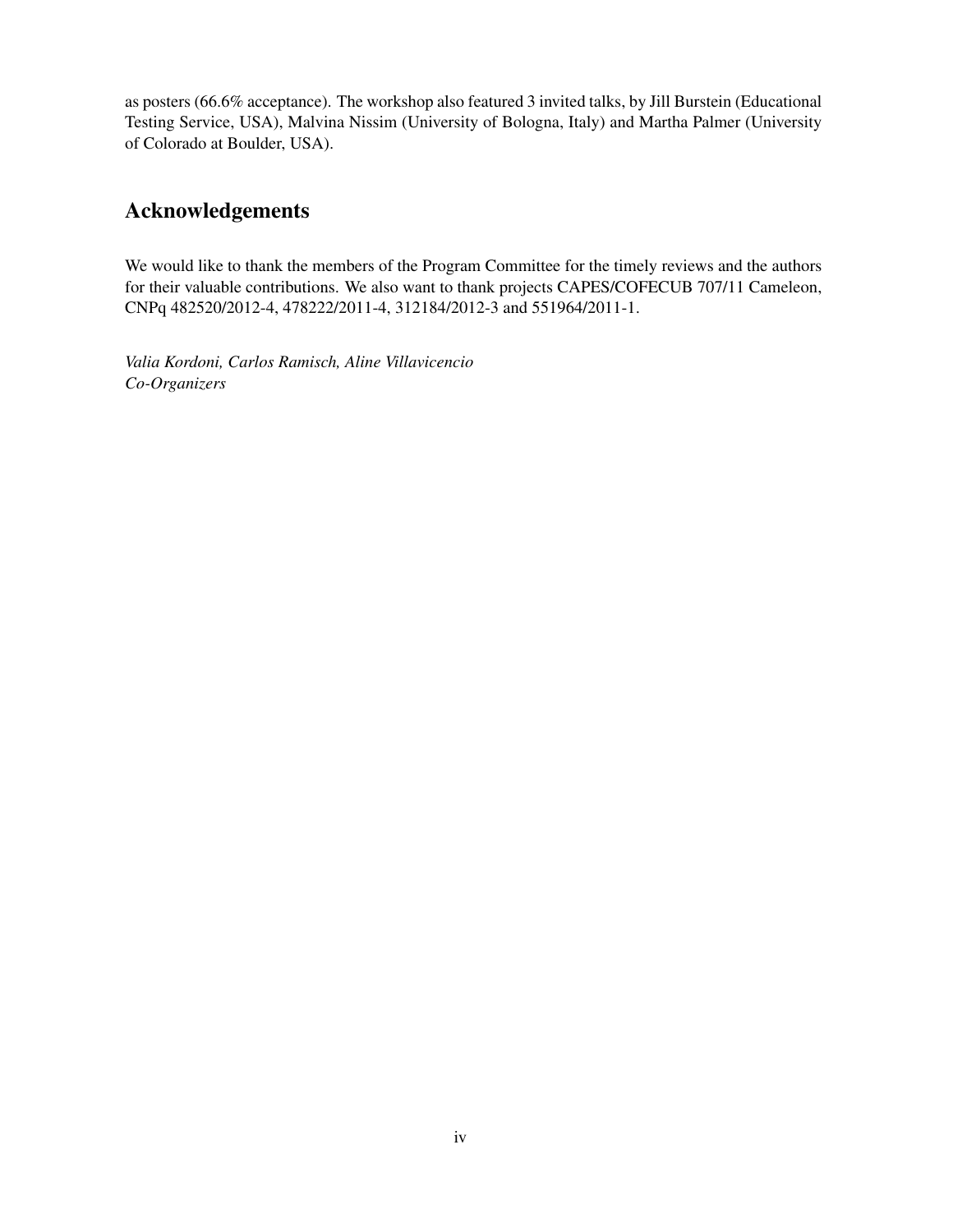as posters (66.6% acceptance). The workshop also featured 3 invited talks, by Jill Burstein (Educational Testing Service, USA), Malvina Nissim (University of Bologna, Italy) and Martha Palmer (University of Colorado at Boulder, USA).

## Acknowledgements

We would like to thank the members of the Program Committee for the timely reviews and the authors for their valuable contributions. We also want to thank projects CAPES/COFECUB 707/11 Cameleon, CNPq 482520/2012-4, 478222/2011-4, 312184/2012-3 and 551964/2011-1.

*Valia Kordoni, Carlos Ramisch, Aline Villavicencio*
*Co-Organizers*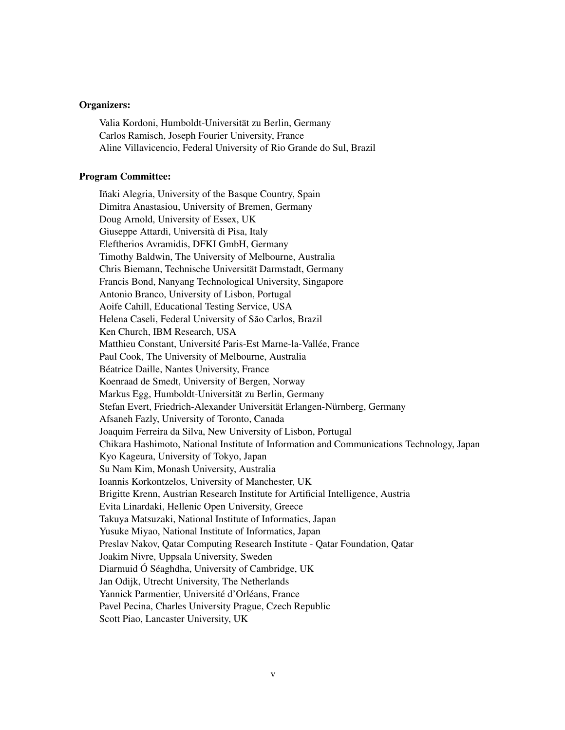**Organizers:**

Valia Kordoni, Humboldt-Universität zu Berlin, Germany
Carlos Ramisch, Joseph Fourier University, France
Aline Villavicencio, Federal University of Rio Grande do Sul, Brazil

**Program Committee:**

Iñaki Alegria, University of the Basque Country, Spain
Dimitra Anastasiou, University of Bremen, Germany
Doug Arnold, University of Essex, UK
Giuseppe Attardi, Università di Pisa, Italy
Eleftherios Avramidis, DFKI GmbH, Germany
Timothy Baldwin, The University of Melbourne, Australia
Chris Biemann, Technische Universität Darmstadt, Germany
Francis Bond, Nanyang Technological University, Singapore
Antonio Branco, University of Lisbon, Portugal
Aoife Cahill, Educational Testing Service, USA
Helena Caseli, Federal University of São Carlos, Brazil
Ken Church, IBM Research, USA
Matthieu Constant, Université Paris-Est Marne-la-Vallée, France
Paul Cook, The University of Melbourne, Australia
Béatrice Daille, Nantes University, France
Koenraad de Smedt, University of Bergen, Norway
Markus Egg, Humboldt-Universität zu Berlin, Germany
Stefan Evert, Friedrich-Alexander Universität Erlangen-Nürnberg, Germany
Afsaneh Fazly, University of Toronto, Canada
Joaquim Ferreira da Silva, New University of Lisbon, Portugal
Chikara Hashimoto, National Institute of Information and Communications Technology, Japan
Kyo Kageura, University of Tokyo, Japan
Su Nam Kim, Monash University, Australia
Ioannis Korkontzelos, University of Manchester, UK
Brigitte Krenn, Austrian Research Institute for Artificial Intelligence, Austria
Evita Linardaki, Hellenic Open University, Greece
Takuya Matsuzaki, National Institute of Informatics, Japan
Yusuke Miyao, National Institute of Informatics, Japan
Preslav Nakov, Qatar Computing Research Institute - Qatar Foundation, Qatar
Joakim Nivre, Uppsala University, Sweden
Diarmuid Ó Séaghdha, University of Cambridge, UK
Jan Odijk, Utrecht University, The Netherlands
Yannick Parmentier, Université d'Orléans, France
Pavel Pecina, Charles University Prague, Czech Republic
Scott Piao, Lancaster University, UK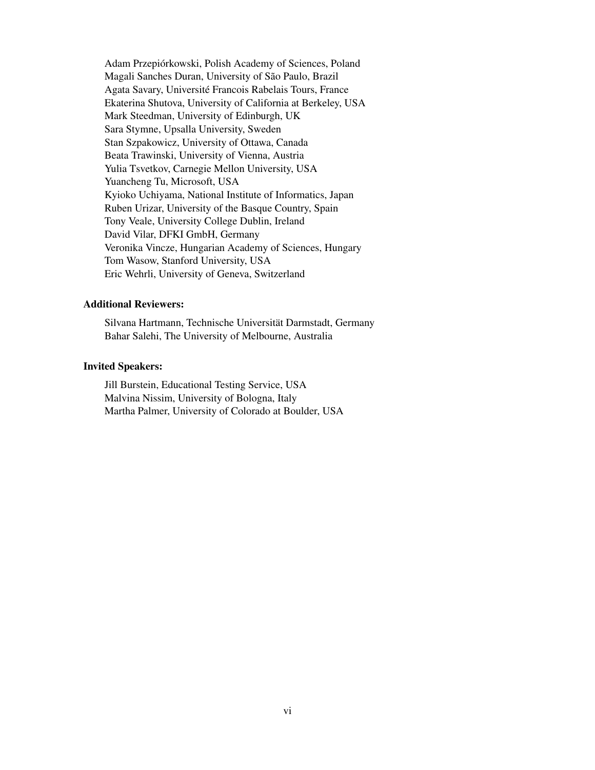Adam Przepiórkowski, Polish Academy of Sciences, Poland
Magali Sanches Duran, University of São Paulo, Brazil
Agata Savary, Université Francois Rabelais Tours, France
Ekaterina Shutova, University of California at Berkeley, USA
Mark Steedman, University of Edinburgh, UK
Sara Stymne, Upsalla University, Sweden
Stan Szpakowicz, University of Ottawa, Canada
Beata Trawinski, University of Vienna, Austria
Yulia Tsvetkov, Carnegie Mellon University, USA
Yuancheng Tu, Microsoft, USA
Kyioko Uchiyama, National Institute of Informatics, Japan
Ruben Urizar, University of the Basque Country, Spain
Tony Veale, University College Dublin, Ireland
David Vilar, DFKI GmbH, Germany
Veronika Vincze, Hungarian Academy of Sciences, Hungary
Tom Wasow, Stanford University, USA
Eric Wehrli, University of Geneva, Switzerland

**Additional Reviewers:**

Silvana Hartmann, Technische Universität Darmstadt, Germany
Bahar Salehi, The University of Melbourne, Australia

**Invited Speakers:**

Jill Burstein, Educational Testing Service, USA
Malvina Nissim, University of Bologna, Italy
Martha Palmer, University of Colorado at Boulder, USA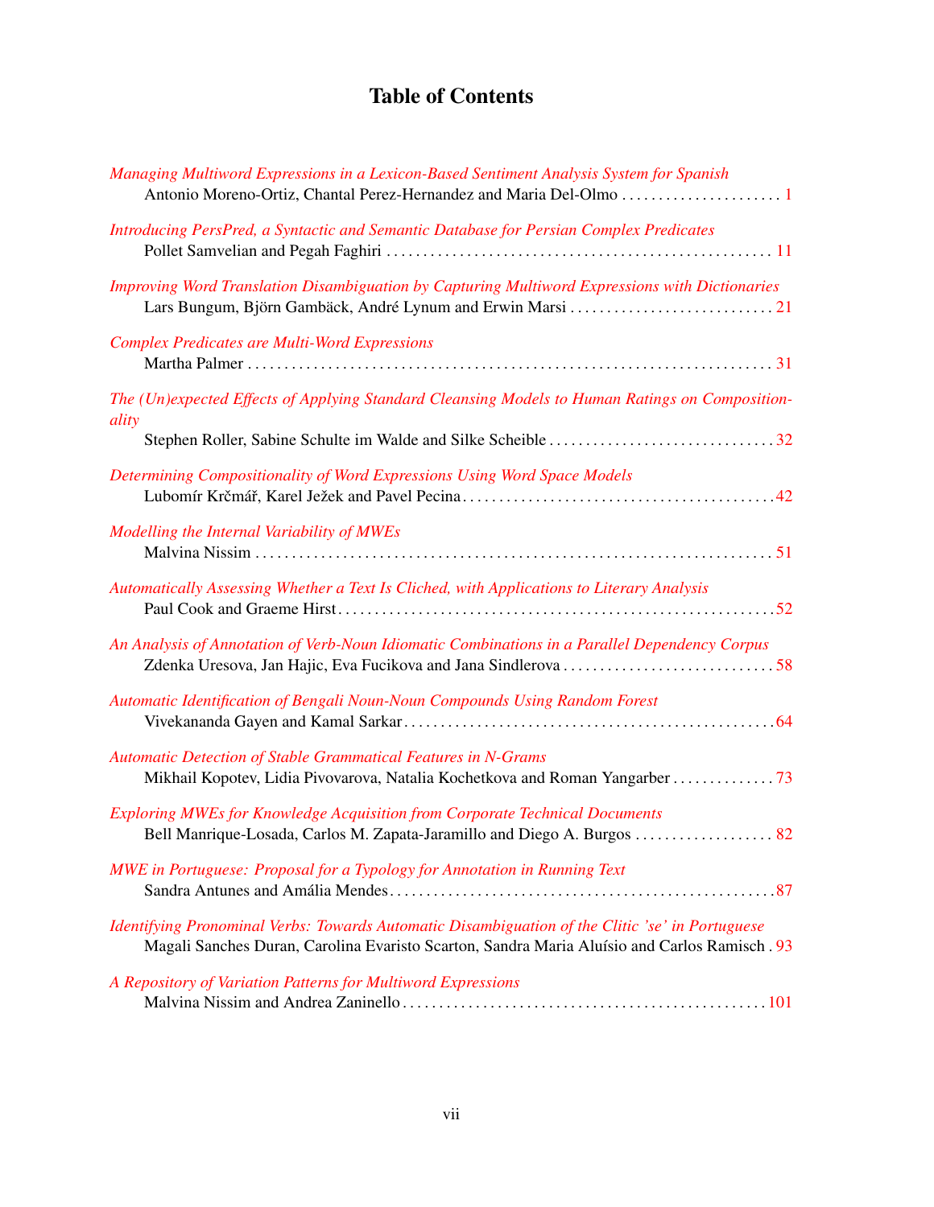# Table of Contents

*Managing Multiword Expressions in a Lexicon-Based Sentiment Analysis System for Spanish*
Antonio Moreno-Ortiz, Chantal Perez-Hernandez and Maria Del-Olmo . . . . . . . . . . . . . . . . . . . . . . 1

*Introducing PersPred, a Syntactic and Semantic Database for Persian Complex Predicates*
Pollet Samvelian and Pegah Faghiri . . . . . . . . . . . . . . . . . . . . . . . . . . . . . . . . . . . . . . . . . . . . . . . . . . . . 11

*Improving Word Translation Disambiguation by Capturing Multiword Expressions with Dictionaries*
Lars Bungum, Björn Gambäck, André Lynum and Erwin Marsi . . . . . . . . . . . . . . . . . . . . . . . . . . . . 21

*Complex Predicates are Multi-Word Expressions*
Martha Palmer . . . . . . . . . . . . . . . . . . . . . . . . . . . . . . . . . . . . . . . . . . . . . . . . . . . . . . . . . . . . . . . . . . . . . . . 31

*The (Un)expected Effects of Applying Standard Cleansing Models to Human Ratings on Compositionality*
Stephen Roller, Sabine Schulte im Walde and Silke Scheible . . . . . . . . . . . . . . . . . . . . . . . . . . . . . . . 32

*Determining Compositionality of Word Expressions Using Word Space Models*
Lubomír Krčmář, Karel Ježek and Pavel Pecina . . . . . . . . . . . . . . . . . . . . . . . . . . . . . . . . . . . . . . . . . . . 42

*Modelling the Internal Variability of MWEs*
Malvina Nissim . . . . . . . . . . . . . . . . . . . . . . . . . . . . . . . . . . . . . . . . . . . . . . . . . . . . . . . . . . . . . . . . . . . . . . . 51

*Automatically Assessing Whether a Text Is Cliched, with Applications to Literary Analysis*
Paul Cook and Graeme Hirst . . . . . . . . . . . . . . . . . . . . . . . . . . . . . . . . . . . . . . . . . . . . . . . . . . . . . . . . . . . . 52

*An Analysis of Annotation of Verb-Noun Idiomatic Combinations in a Parallel Dependency Corpus*
Zdenka Uresova, Jan Hajic, Eva Fucikova and Jana Sindlerova . . . . . . . . . . . . . . . . . . . . . . . . . . . . . 58

*Automatic Identification of Bengali Noun-Noun Compounds Using Random Forest*
Vivekananda Gayen and Kamal Sarkar . . . . . . . . . . . . . . . . . . . . . . . . . . . . . . . . . . . . . . . . . . . . . . . . . . . 64

*Automatic Detection of Stable Grammatical Features in N-Grams*
Mikhail Kopotev, Lidia Pivovarova, Natalia Kochetkova and Roman Yangarber . . . . . . . . . . . . . . 73

*Exploring MWEs for Knowledge Acquisition from Corporate Technical Documents*
Bell Manrique-Losada, Carlos M. Zapata-Jaramillo and Diego A. Burgos . . . . . . . . . . . . . . . . . . . 82

*MWE in Portuguese: Proposal for a Typology for Annotation in Running Text*
Sandra Antunes and Amália Mendes . . . . . . . . . . . . . . . . . . . . . . . . . . . . . . . . . . . . . . . . . . . . . . . . . . . . 87

*Identifying Pronominal Verbs: Towards Automatic Disambiguation of the Clitic 'se' in Portuguese*
Magali Sanches Duran, Carolina Evaristo Scarton, Sandra Maria Aluísio and Carlos Ramisch . 93

*A Repository of Variation Patterns for Multiword Expressions*
Malvina Nissim and Andrea Zaninello . . . . . . . . . . . . . . . . . . . . . . . . . . . . . . . . . . . . . . . . . . . . . . . . . . 101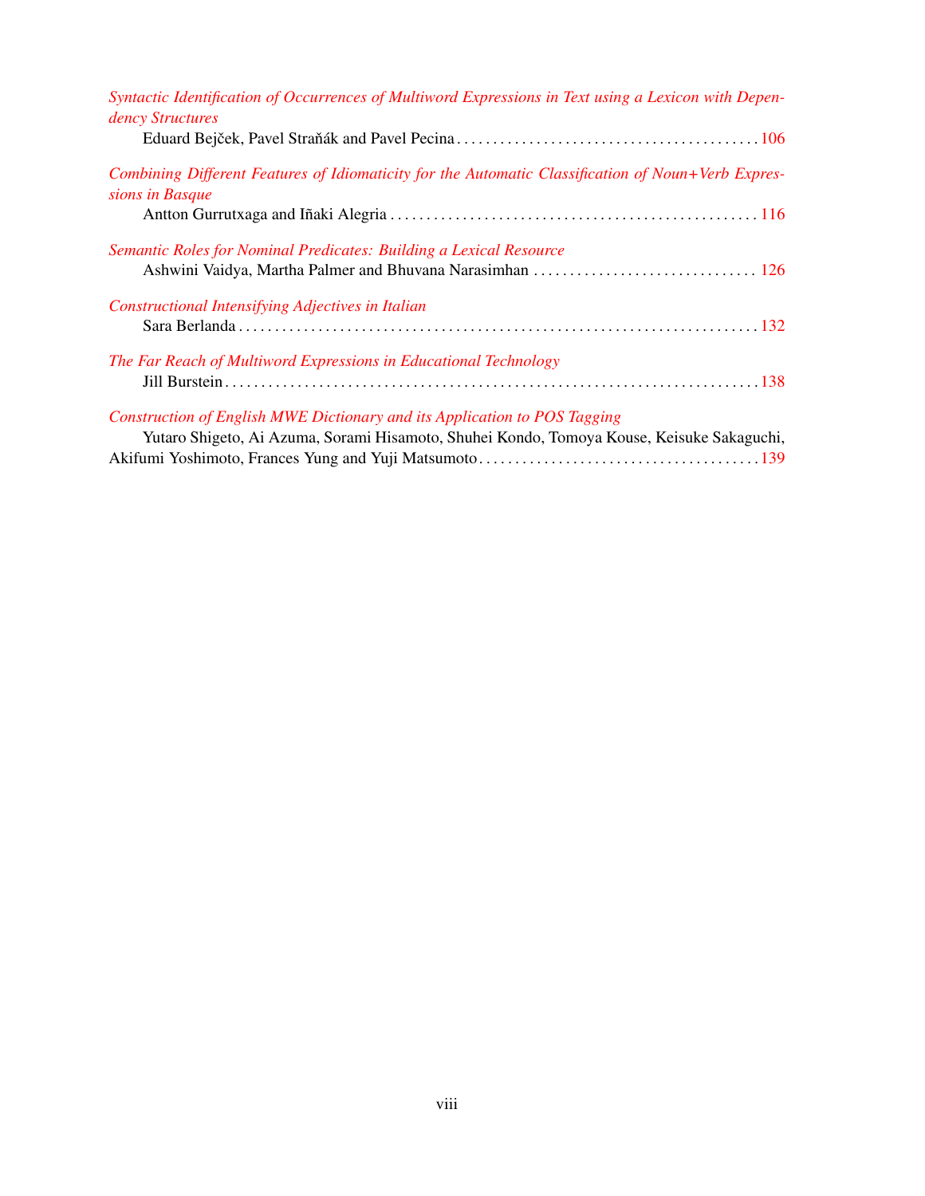*Syntactic Identification of Occurrences of Multiword Expressions in Text using a Lexicon with Dependency Structures*
Eduard Bejček, Pavel Straňák and Pavel Pecina . . . . . . . . . . 106

*Combining Different Features of Idiomaticity for the Automatic Classification of Noun+Verb Expressions in Basque*
Antton Gurrutxaga and Iñaki Alegria . . . . . . . . . . 116

*Semantic Roles for Nominal Predicates: Building a Lexical Resource*
Ashwini Vaidya, Martha Palmer and Bhuvana Narasimhan . . . . . . . . . . 126

*Constructional Intensifying Adjectives in Italian*
Sara Berlanda . . . . . . . . . . 132

*The Far Reach of Multiword Expressions in Educational Technology*
Jill Burstein . . . . . . . . . . 138

*Construction of English MWE Dictionary and its Application to POS Tagging*
Yutaro Shigeto, Ai Azuma, Sorami Hisamoto, Shuhei Kondo, Tomoya Kouse, Keisuke Sakaguchi, Akifumi Yoshimoto, Frances Yung and Yuji Matsumoto . . . . . . . . . . 139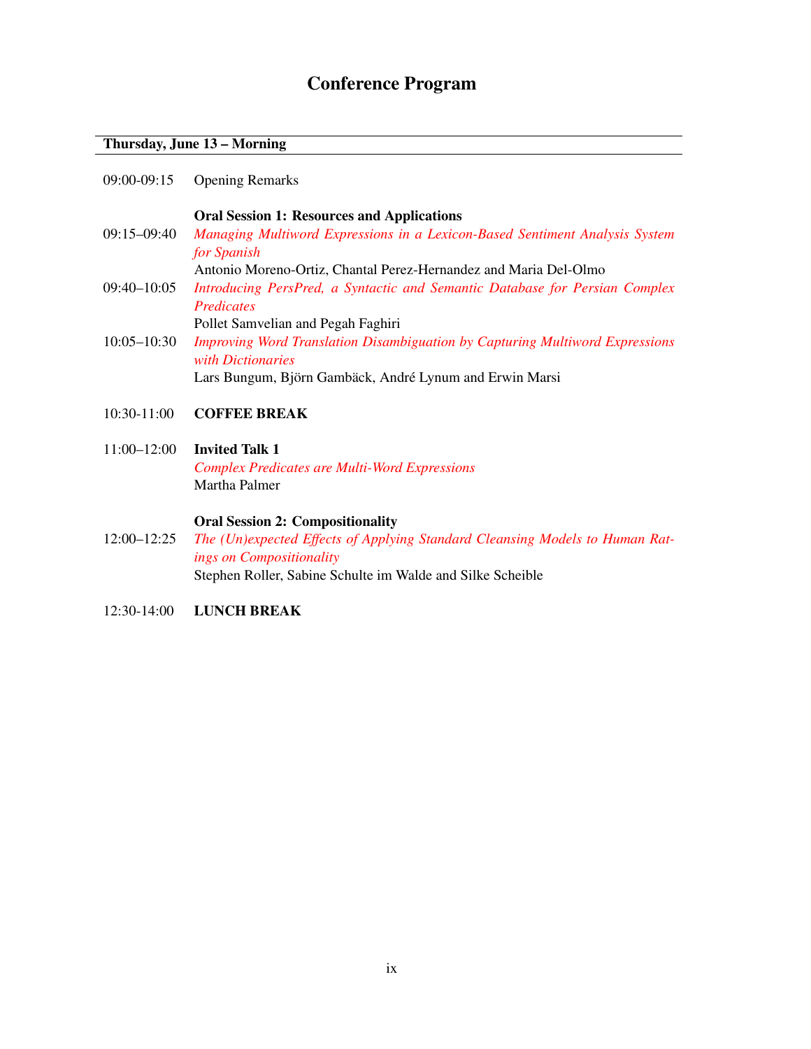# Conference Program

## Thursday, June 13 – Morning

09:00-09:15 Opening Remarks

**Oral Session 1: Resources and Applications**

09:15–09:40 *Managing Multiword Expressions in a Lexicon-Based Sentiment Analysis System for Spanish*
Antonio Moreno-Ortiz, Chantal Perez-Hernandez and Maria Del-Olmo

09:40–10:05 *Introducing PersPred, a Syntactic and Semantic Database for Persian Complex Predicates*
Pollet Samvelian and Pegah Faghiri

10:05–10:30 *Improving Word Translation Disambiguation by Capturing Multiword Expressions with Dictionaries*
Lars Bungum, Björn Gambäck, André Lynum and Erwin Marsi

10:30-11:00 **COFFEE BREAK**

11:00–12:00 **Invited Talk 1**
*Complex Predicates are Multi-Word Expressions*
Martha Palmer

**Oral Session 2: Compositionality**

12:00–12:25 *The (Un)expected Effects of Applying Standard Cleansing Models to Human Ratings on Compositionality*
Stephen Roller, Sabine Schulte im Walde and Silke Scheible

12:30-14:00 **LUNCH BREAK**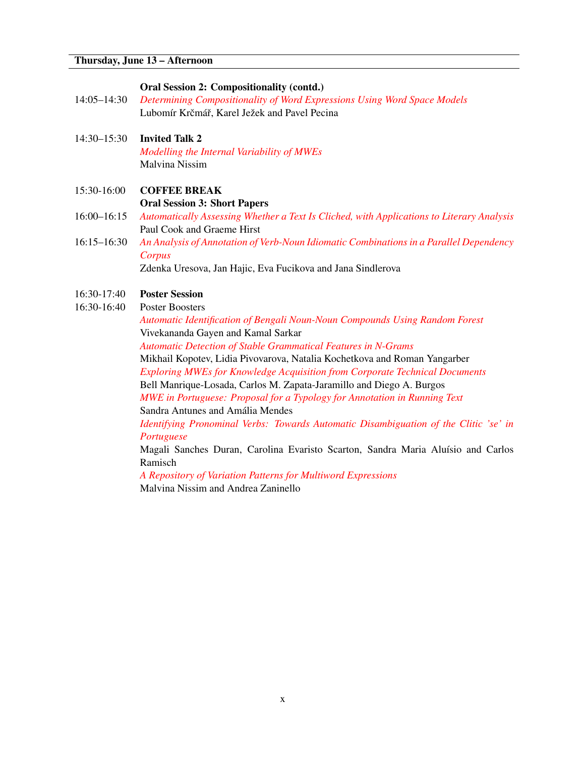## Thursday, June 13 – Afternoon

**Oral Session 2: Compositionality (contd.)**

14:05–14:30 *Determining Compositionality of Word Expressions Using Word Space Models*
Lubomír Krčmář, Karel Ježek and Pavel Pecina

14:30–15:30 **Invited Talk 2**
*Modelling the Internal Variability of MWEs*
Malvina Nissim

15:30-16:00 **COFFEE BREAK**

**Oral Session 3: Short Papers**

16:00–16:15 *Automatically Assessing Whether a Text Is Cliched, with Applications to Literary Analysis*
Paul Cook and Graeme Hirst

16:15–16:30 *An Analysis of Annotation of Verb-Noun Idiomatic Combinations in a Parallel Dependency Corpus*
Zdenka Uresova, Jan Hajic, Eva Fucikova and Jana Sindlerova

16:30-17:40 **Poster Session**

16:30-16:40 Poster Boosters

*Automatic Identification of Bengali Noun-Noun Compounds Using Random Forest*
Vivekananda Gayen and Kamal Sarkar

*Automatic Detection of Stable Grammatical Features in N-Grams*
Mikhail Kopotev, Lidia Pivovarova, Natalia Kochetkova and Roman Yangarber

*Exploring MWEs for Knowledge Acquisition from Corporate Technical Documents*
Bell Manrique-Losada, Carlos M. Zapata-Jaramillo and Diego A. Burgos

*MWE in Portuguese: Proposal for a Typology for Annotation in Running Text*
Sandra Antunes and Amália Mendes

*Identifying Pronominal Verbs: Towards Automatic Disambiguation of the Clitic 'se' in Portuguese*
Magali Sanches Duran, Carolina Evaristo Scarton, Sandra Maria Aluísio and Carlos Ramisch

*A Repository of Variation Patterns for Multiword Expressions*
Malvina Nissim and Andrea Zaninello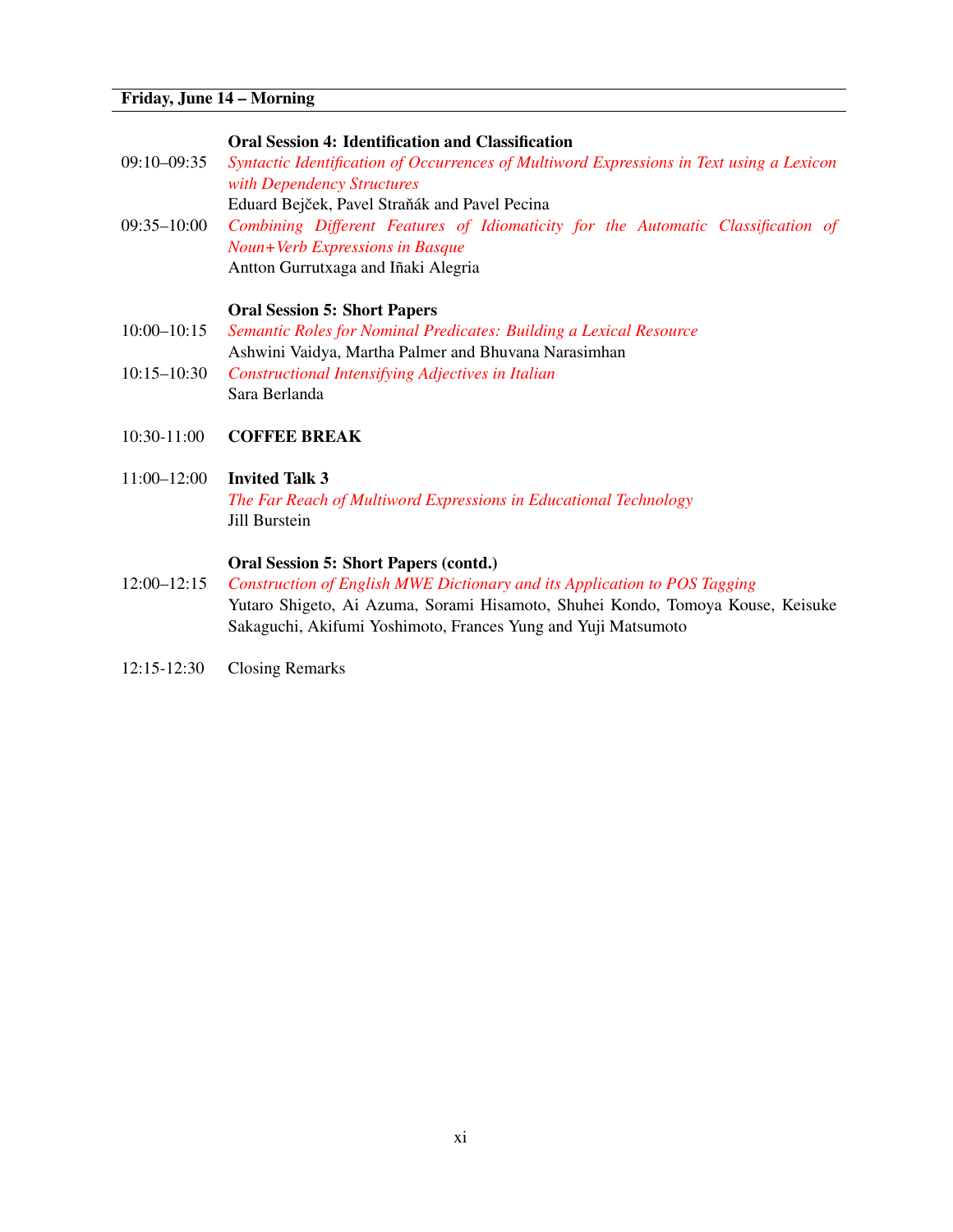**Friday, June 14 – Morning**

**Oral Session 4: Identification and Classification**

09:10–09:35 *Syntactic Identification of Occurrences of Multiword Expressions in Text using a Lexicon with Dependency Structures*
Eduard Bejček, Pavel Straňák and Pavel Pecina

09:35–10:00 *Combining Different Features of Idiomaticity for the Automatic Classification of Noun+Verb Expressions in Basque*
Antton Gurrutxaga and Iñaki Alegria

**Oral Session 5: Short Papers**

10:00–10:15 *Semantic Roles for Nominal Predicates: Building a Lexical Resource*
Ashwini Vaidya, Martha Palmer and Bhuvana Narasimhan

10:15–10:30 *Constructional Intensifying Adjectives in Italian*
Sara Berlanda

10:30-11:00 **COFFEE BREAK**

11:00–12:00 **Invited Talk 3**
*The Far Reach of Multiword Expressions in Educational Technology*
Jill Burstein

**Oral Session 5: Short Papers (contd.)**

12:00–12:15 *Construction of English MWE Dictionary and its Application to POS Tagging*
Yutaro Shigeto, Ai Azuma, Sorami Hisamoto, Shuhei Kondo, Tomoya Kouse, Keisuke Sakaguchi, Akifumi Yoshimoto, Frances Yung and Yuji Matsumoto

12:15-12:30 Closing Remarks